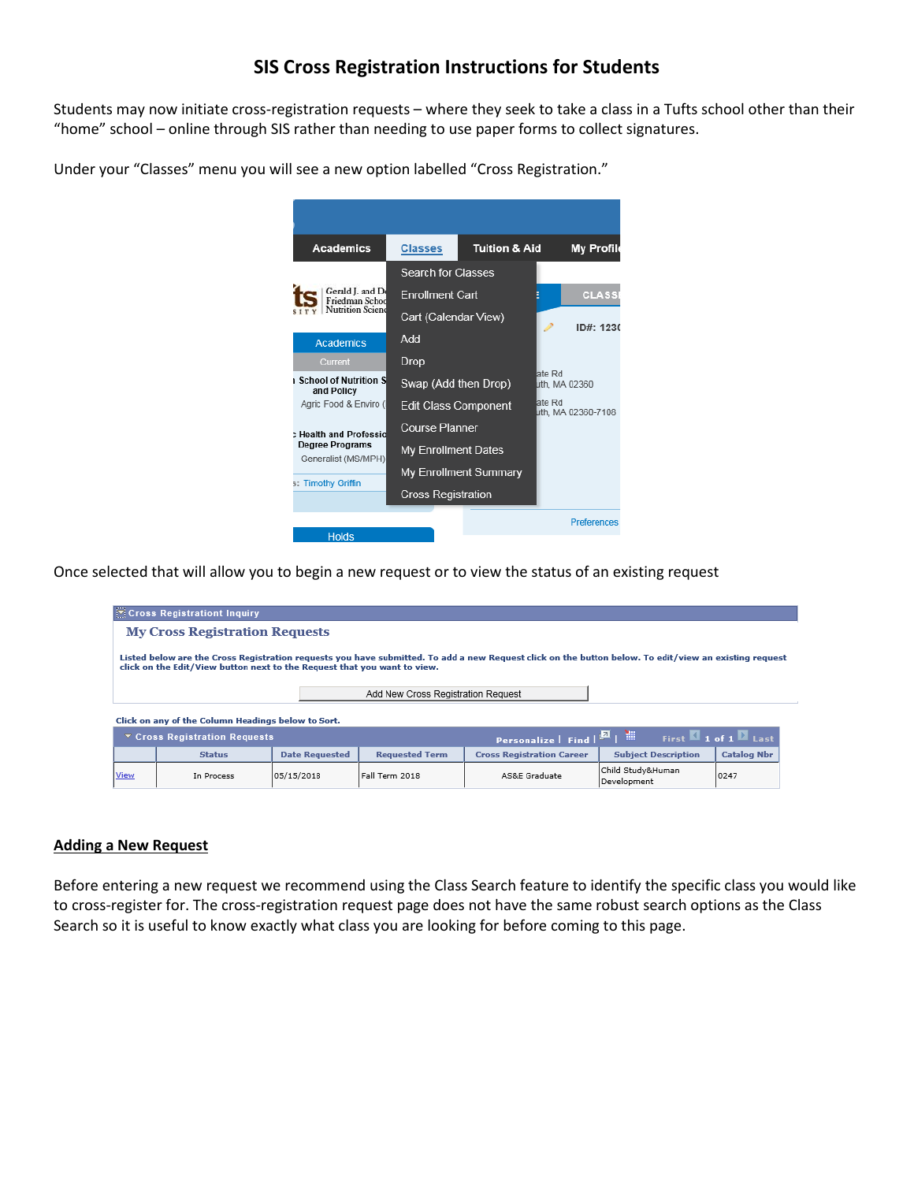# SIS Cross Registration Instructions for Students

Students may now initiate cross-registration requests – where they seek to take a class in a Tufts school other than their "home" school – online through SIS rather than needing to use paper forms to collect signatures.

Under your "Classes" menu you will see a new option labelled "Cross Registration."

Once selected that will allow you to begin a new request or to view the status of an existing request

## Adding a New Request

Before entering a new request we recommend using the Class Search feature to identify the specific class you would like to cross-register for. The cross-registration request page does not have the same robust search options as the Class Search so it is useful to know exactly what class you are looking for before coming to this page.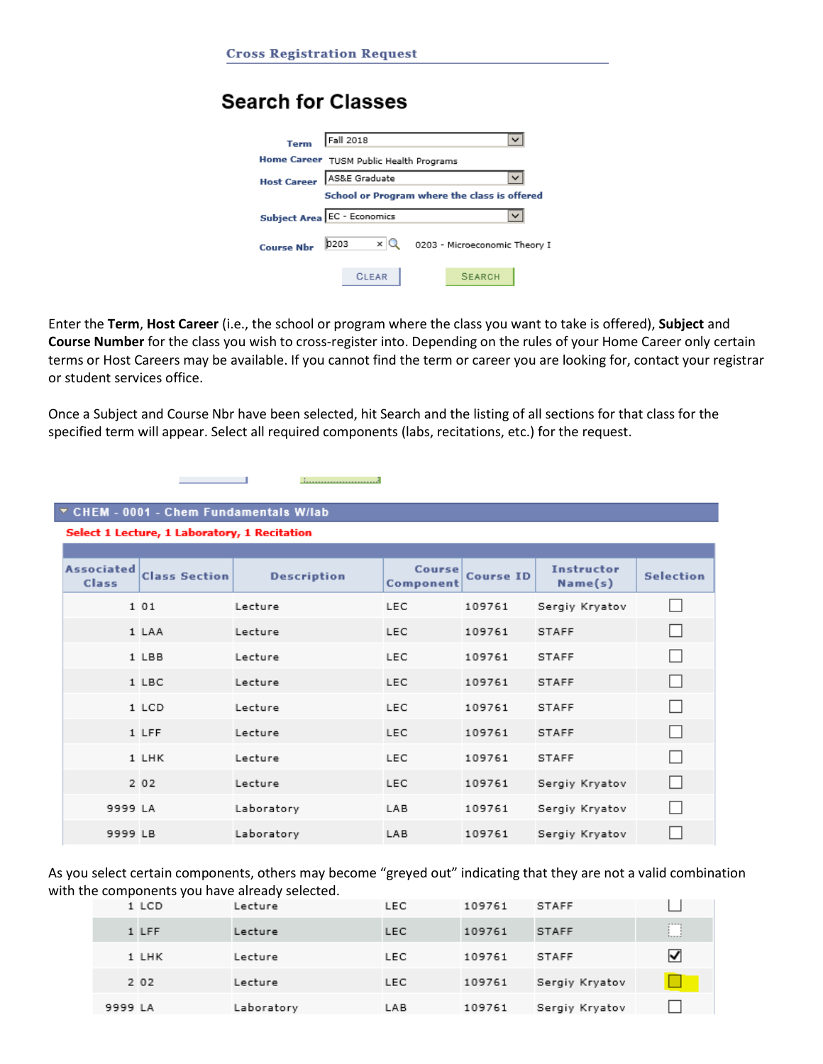## Cross Registration Request

### Search for Classes

| | |
|---|---|
| Term | Fall 2018 |
| Home Career | TUSM Public Health Programs |
| Host Career | AS&E Graduate |
| | School or Program where the class is offered |
| Subject Area | EC - Economics |
| Course Nbr | 0203 — 0203 - Microeconomic Theory I |

CLEAR SEARCH

Enter the **Term**, **Host Career** (i.e., the school or program where the class you want to take is offered), **Subject** and **Course Number** for the class you wish to cross-register into. Depending on the rules of your Home Career only certain terms or Host Careers may be available. If you cannot find the term or career you are looking for, contact your registrar or student services office.

Once a Subject and Course Nbr have been selected, hit Search and the listing of all sections for that class for the specified term will appear. Select all required components (labs, recitations, etc.) for the request.

**CHEM - 0001 - Chem Fundamentals W/lab**

**Select 1 Lecture, 1 Laboratory, 1 Recitation**

| Associated Class | Class Section | Description | Course Component | Course ID | Instructor Name(s) | Selection |
|---|---|---|---|---|---|---|
| 1 | 01 | Lecture | LEC | 109761 | Sergiy Kryatov | ☐ |
| 1 | LAA | Lecture | LEC | 109761 | STAFF | ☐ |
| 1 | LBB | Lecture | LEC | 109761 | STAFF | ☐ |
| 1 | LBC | Lecture | LEC | 109761 | STAFF | ☐ |
| 1 | LCD | Lecture | LEC | 109761 | STAFF | ☐ |
| 1 | LFF | Lecture | LEC | 109761 | STAFF | ☐ |
| 1 | LHK | Lecture | LEC | 109761 | STAFF | ☐ |
| 2 | 02 | Lecture | LEC | 109761 | Sergiy Kryatov | ☐ |
| 9999 | LA | Laboratory | LAB | 109761 | Sergiy Kryatov | ☐ |
| 9999 | LB | Laboratory | LAB | 109761 | Sergiy Kryatov | ☐ |

As you select certain components, others may become "greyed out" indicating that they are not a valid combination with the components you have already selected.

| Associated Class | Class Section | Description | Course Component | Course ID | Instructor Name(s) | Selection |
|---|---|---|---|---|---|---|
| 1 | LCD | Lecture | LEC | 109761 | STAFF | ☐ |
| 1 | LFF | Lecture | LEC | 109761 | STAFF | ☐ |
| 1 | LHK | Lecture | LEC | 109761 | STAFF | ☑ |
| 2 | 02 | Lecture | LEC | 109761 | Sergiy Kryatov | ☐ |
| 9999 | LA | Laboratory | LAB | 109761 | Sergiy Kryatov | ☐ |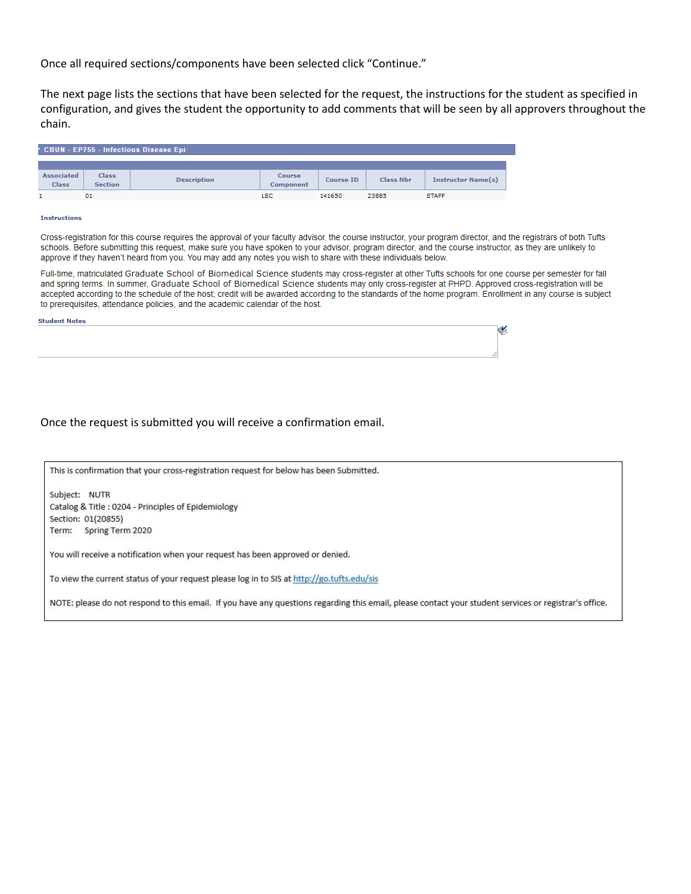Once all required sections/components have been selected click "Continue."

The next page lists the sections that have been selected for the request, the instructions for the student as specified in configuration, and gives the student the opportunity to add comments that will be seen by all approvers throughout the chain.

**CBUN - EP755 - Infectious Disease Epi**

| Associated Class | Class Section | Description | Course Component | Course ID | Class Nbr | Instructor Name(s) |
|---|---|---|---|---|---|---|
| 1 | 01 | | LEC | 141650 | 23885 | STAFF |

**Instructions**

Cross-registration for this course requires the approval of your faculty advisor, the course instructor, your program director, and the registrars of both Tufts schools. Before submitting this request, make sure you have spoken to your advisor, program director, and the course instructor, as they are unlikely to approve if they haven't heard from you. You may add any notes you wish to share with these individuals below.

Full-time, matriculated Graduate School of Biomedical Science students may cross-register at other Tufts schools for one course per semester for fall and spring terms. In summer, Graduate School of Biomedical Science students may only cross-register at PHPD. Approved cross-registration will be accepted according to the schedule of the host; credit will be awarded according to the standards of the home program. Enrollment in any course is subject to prerequisites, attendance policies, and the academic calendar of the host.

**Student Notes**

Once the request is submitted you will receive a confirmation email.

> This is confirmation that your cross-registration request for below has been Submitted.
>
> Subject: NUTR
> Catalog & Title : 0204 - Principles of Epidemiology
> Section: 01(20855)
> Term: Spring Term 2020
>
> You will receive a notification when your request has been approved or denied.
>
> To view the current status of your request please log in to SIS at http://go.tufts.edu/sis
>
> NOTE: please do not respond to this email. If you have any questions regarding this email, please contact your student services or registrar's office.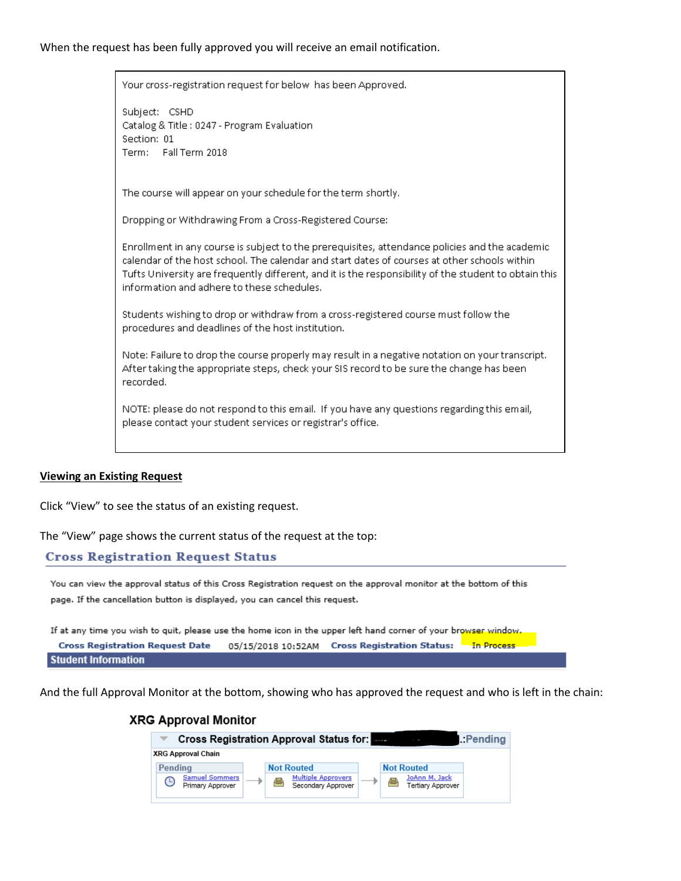When the request has been fully approved you will receive an email notification.

> Your cross-registration request for below has been Approved.
>
> Subject: CSHD
> Catalog & Title : 0247 - Program Evaluation
> Section: 01
> Term: Fall Term 2018
>
> The course will appear on your schedule for the term shortly.
>
> Dropping or Withdrawing From a Cross-Registered Course:
>
> Enrollment in any course is subject to the prerequisites, attendance policies and the academic calendar of the host school. The calendar and start dates of courses at other schools within Tufts University are frequently different, and it is the responsibility of the student to obtain this information and adhere to these schedules.
>
> Students wishing to drop or withdraw from a cross-registered course must follow the procedures and deadlines of the host institution.
>
> Note: Failure to drop the course properly may result in a negative notation on your transcript. After taking the appropriate steps, check your SIS record to be sure the change has been recorded.
>
> NOTE: please do not respond to this email. If you have any questions regarding this email, please contact your student services or registrar's office.

## Viewing an Existing Request

Click "View" to see the status of an existing request.

The "View" page shows the current status of the request at the top:

### Cross Registration Request Status

You can view the approval status of this Cross Registration request on the approval monitor at the bottom of this page. If the cancellation button is displayed, you can cancel this request.

If at any time you wish to quit, please use the home icon in the upper left hand corner of your browser window.

**Cross Registration Request Date** 05/15/2018 10:52AM **Cross Registration Status:** In Process

**Student Information**

And the full Approval Monitor at the bottom, showing who has approved the request and who is left in the chain:

**XRG Approval Monitor**

**Cross Registration Approval Status for:** ███████ **:Pending**

XRG Approval Chain

| Pending | Not Routed | Not Routed |
|---|---|---|
| Samuel Sommers<br>Primary Approver | Multiple Approvers<br>Secondary Approver | JoAnn M. Jack<br>Tertiary Approver |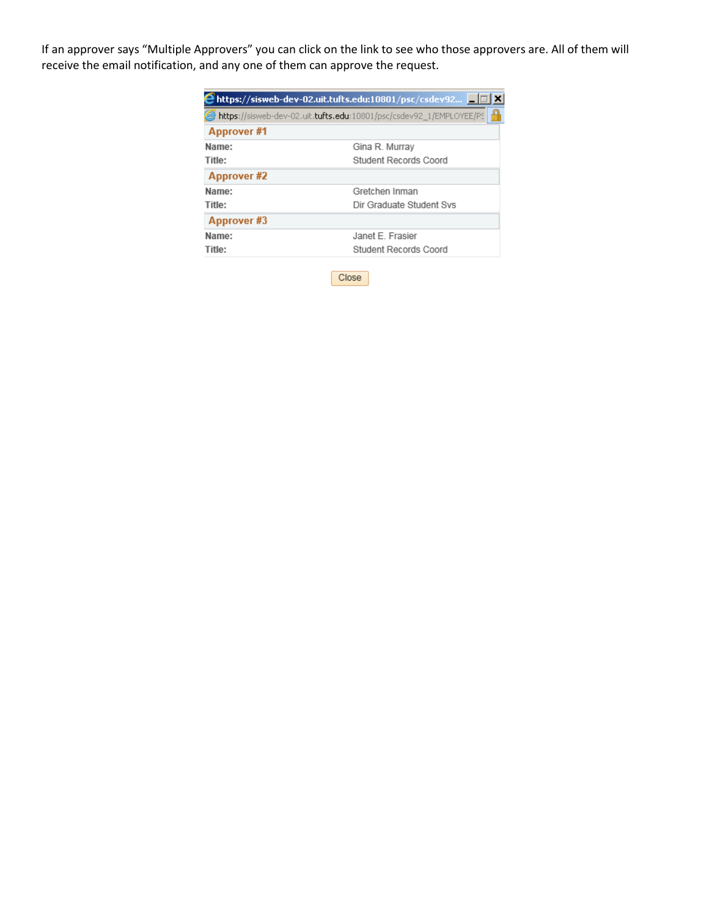If an approver says "Multiple Approvers" you can click on the link to see who those approvers are. All of them will receive the email notification, and any one of them can approve the request.

https://sisweb-dev-02.uit.tufts.edu:10801/psc/csdev92...

https://sisweb-dev-02.uit.tufts.edu:10801/psc/csdev92_1/EMPLOYEE/PS

**Approver #1**

| | |
|---|---|
| **Name:** | Gina R. Murray |
| **Title:** | Student Records Coord |

**Approver #2**

| | |
|---|---|
| **Name:** | Gretchen Inman |
| **Title:** | Dir Graduate Student Svs |

**Approver #3**

| | |
|---|---|
| **Name:** | Janet E. Frasier |
| **Title:** | Student Records Coord |

Close